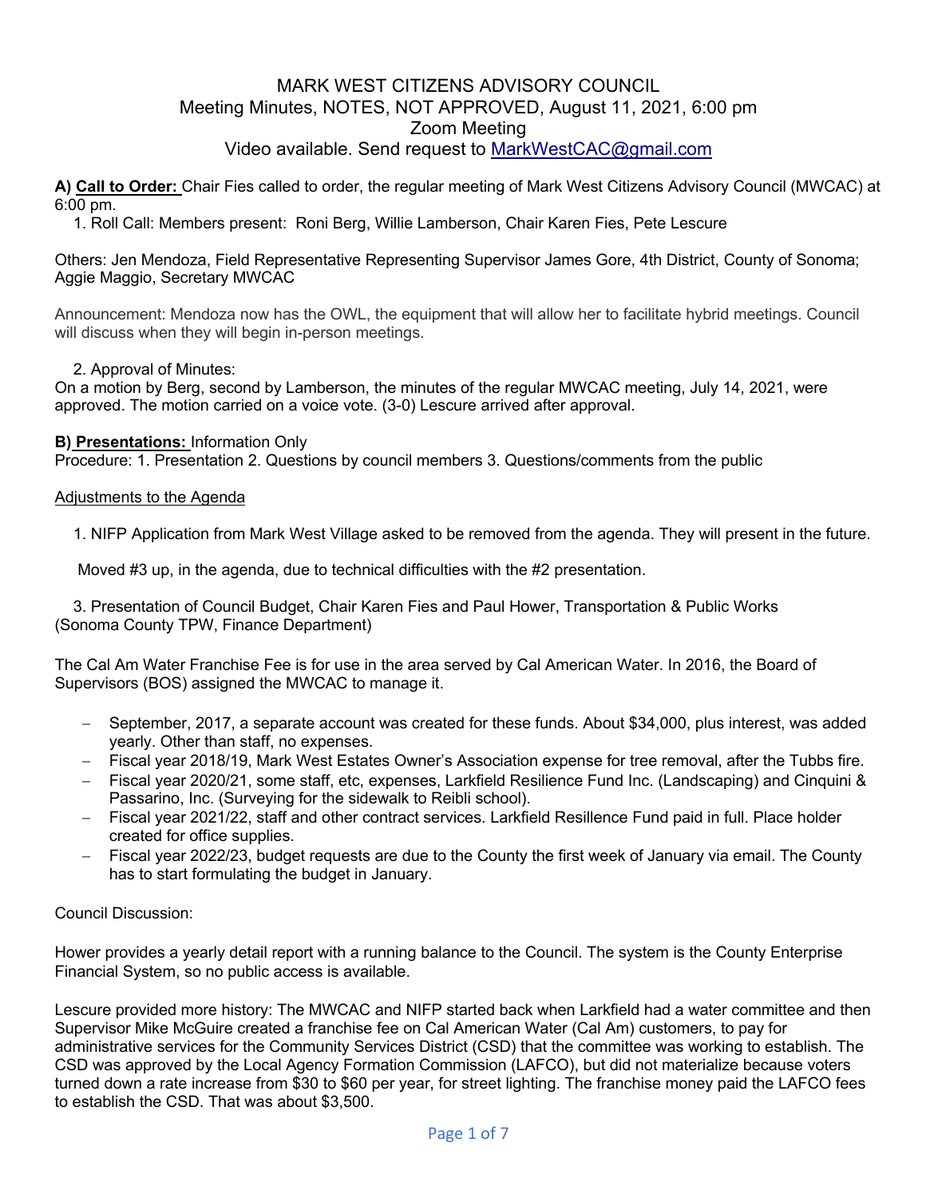# MARK WEST CITIZENS ADVISORY COUNCIL

Meeting Minutes, NOTES, NOT APPROVED, August 11, 2021, 6:00 pm

Zoom Meeting

Video available. Send request to MarkWestCAC@gmail.com

**A) Call to Order:** Chair Fies called to order, the regular meeting of Mark West Citizens Advisory Council (MWCAC) at 6:00 pm.

1. Roll Call: Members present: Roni Berg, Willie Lamberson, Chair Karen Fies, Pete Lescure

Others: Jen Mendoza, Field Representative Representing Supervisor James Gore, 4th District, County of Sonoma; Aggie Maggio, Secretary MWCAC

Announcement: Mendoza now has the OWL, the equipment that will allow her to facilitate hybrid meetings. Council will discuss when they will begin in-person meetings.

2. Approval of Minutes:

On a motion by Berg, second by Lamberson, the minutes of the regular MWCAC meeting, July 14, 2021, were approved. The motion carried on a voice vote. (3-0) Lescure arrived after approval.

**B) Presentations:** Information Only

Procedure: 1. Presentation 2. Questions by council members 3. Questions/comments from the public

Adjustments to the Agenda

1. NIFP Application from Mark West Village asked to be removed from the agenda. They will present in the future.

Moved #3 up, in the agenda, due to technical difficulties with the #2 presentation.

3. Presentation of Council Budget, Chair Karen Fies and Paul Hower, Transportation & Public Works (Sonoma County TPW, Finance Department)

The Cal Am Water Franchise Fee is for use in the area served by Cal American Water. In 2016, the Board of Supervisors (BOS) assigned the MWCAC to manage it.

- September, 2017, a separate account was created for these funds. About $34,000, plus interest, was added yearly. Other than staff, no expenses.
- Fiscal year 2018/19, Mark West Estates Owner's Association expense for tree removal, after the Tubbs fire.
- Fiscal year 2020/21, some staff, etc, expenses, Larkfield Resilience Fund Inc. (Landscaping) and Cinquini & Passarino, Inc. (Surveying for the sidewalk to Reibli school).
- Fiscal year 2021/22, staff and other contract services. Larkfield Resillence Fund paid in full. Place holder created for office supplies.
- Fiscal year 2022/23, budget requests are due to the County the first week of January via email. The County has to start formulating the budget in January.

Council Discussion:

Hower provides a yearly detail report with a running balance to the Council. The system is the County Enterprise Financial System, so no public access is available.

Lescure provided more history: The MWCAC and NIFP started back when Larkfield had a water committee and then Supervisor Mike McGuire created a franchise fee on Cal American Water (Cal Am) customers, to pay for administrative services for the Community Services District (CSD) that the committee was working to establish. The CSD was approved by the Local Agency Formation Commission (LAFCO), but did not materialize because voters turned down a rate increase from $30 to $60 per year, for street lighting. The franchise money paid the LAFCO fees to establish the CSD. That was about $3,500.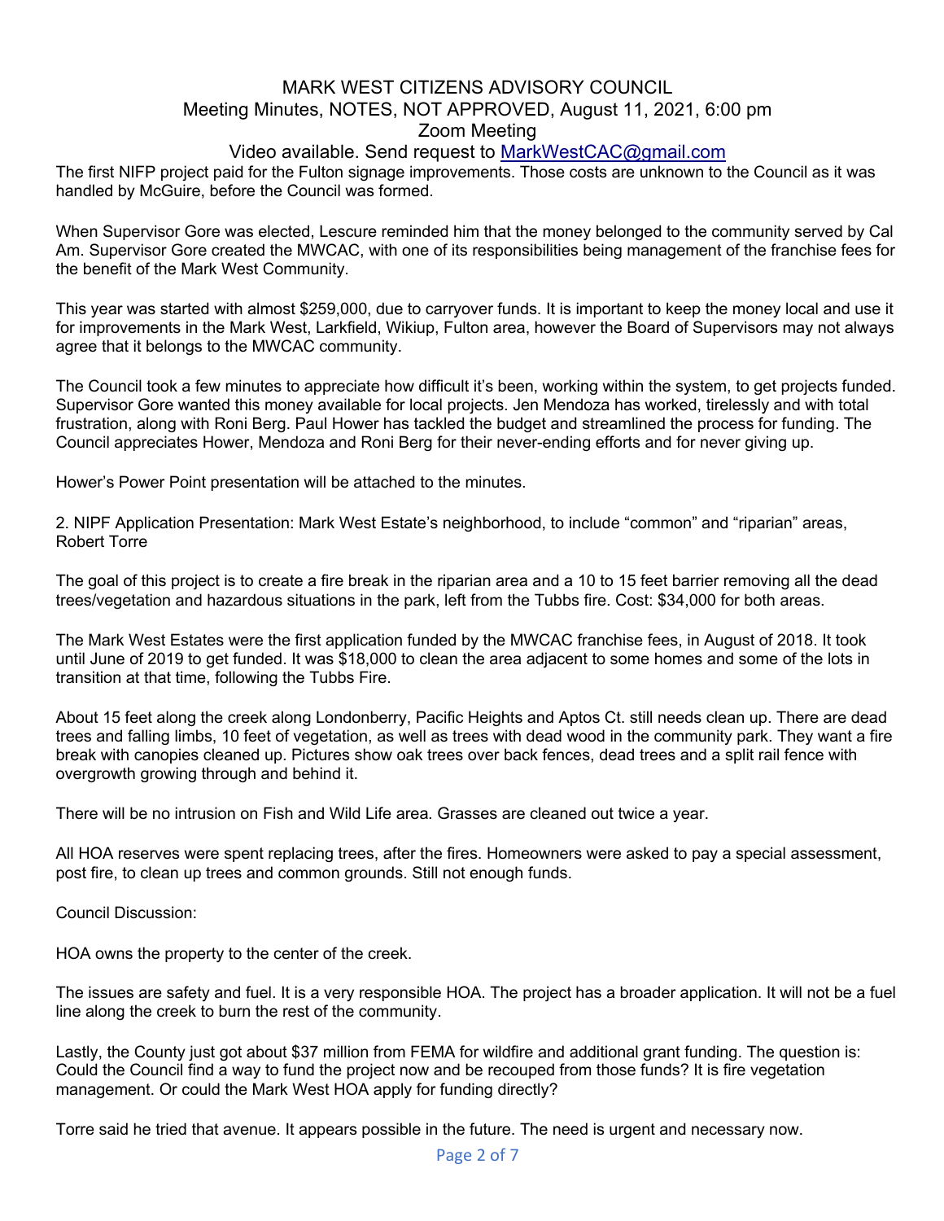# MARK WEST CITIZENS ADVISORY COUNCIL

Meeting Minutes, NOTES, NOT APPROVED, August 11, 2021, 6:00 pm

Zoom Meeting

Video available. Send request to MarkWestCAC@gmail.com

The first NIFP project paid for the Fulton signage improvements. Those costs are unknown to the Council as it was handled by McGuire, before the Council was formed.

When Supervisor Gore was elected, Lescure reminded him that the money belonged to the community served by Cal Am. Supervisor Gore created the MWCAC, with one of its responsibilities being management of the franchise fees for the benefit of the Mark West Community.

This year was started with almost $259,000, due to carryover funds. It is important to keep the money local and use it for improvements in the Mark West, Larkfield, Wikiup, Fulton area, however the Board of Supervisors may not always agree that it belongs to the MWCAC community.

The Council took a few minutes to appreciate how difficult it's been, working within the system, to get projects funded. Supervisor Gore wanted this money available for local projects. Jen Mendoza has worked, tirelessly and with total frustration, along with Roni Berg. Paul Hower has tackled the budget and streamlined the process for funding. The Council appreciates Hower, Mendoza and Roni Berg for their never-ending efforts and for never giving up.

Hower's Power Point presentation will be attached to the minutes.

2. NIPF Application Presentation: Mark West Estate's neighborhood, to include "common" and "riparian" areas, Robert Torre

The goal of this project is to create a fire break in the riparian area and a 10 to 15 feet barrier removing all the dead trees/vegetation and hazardous situations in the park, left from the Tubbs fire. Cost: $34,000 for both areas.

The Mark West Estates were the first application funded by the MWCAC franchise fees, in August of 2018. It took until June of 2019 to get funded. It was $18,000 to clean the area adjacent to some homes and some of the lots in transition at that time, following the Tubbs Fire.

About 15 feet along the creek along Londonberry, Pacific Heights and Aptos Ct. still needs clean up. There are dead trees and falling limbs, 10 feet of vegetation, as well as trees with dead wood in the community park. They want a fire break with canopies cleaned up. Pictures show oak trees over back fences, dead trees and a split rail fence with overgrowth growing through and behind it.

There will be no intrusion on Fish and Wild Life area. Grasses are cleaned out twice a year.

All HOA reserves were spent replacing trees, after the fires. Homeowners were asked to pay a special assessment, post fire, to clean up trees and common grounds. Still not enough funds.

Council Discussion:

HOA owns the property to the center of the creek.

The issues are safety and fuel. It is a very responsible HOA. The project has a broader application. It will not be a fuel line along the creek to burn the rest of the community.

Lastly, the County just got about $37 million from FEMA for wildfire and additional grant funding. The question is: Could the Council find a way to fund the project now and be recouped from those funds? It is fire vegetation management. Or could the Mark West HOA apply for funding directly?

Torre said he tried that avenue. It appears possible in the future. The need is urgent and necessary now.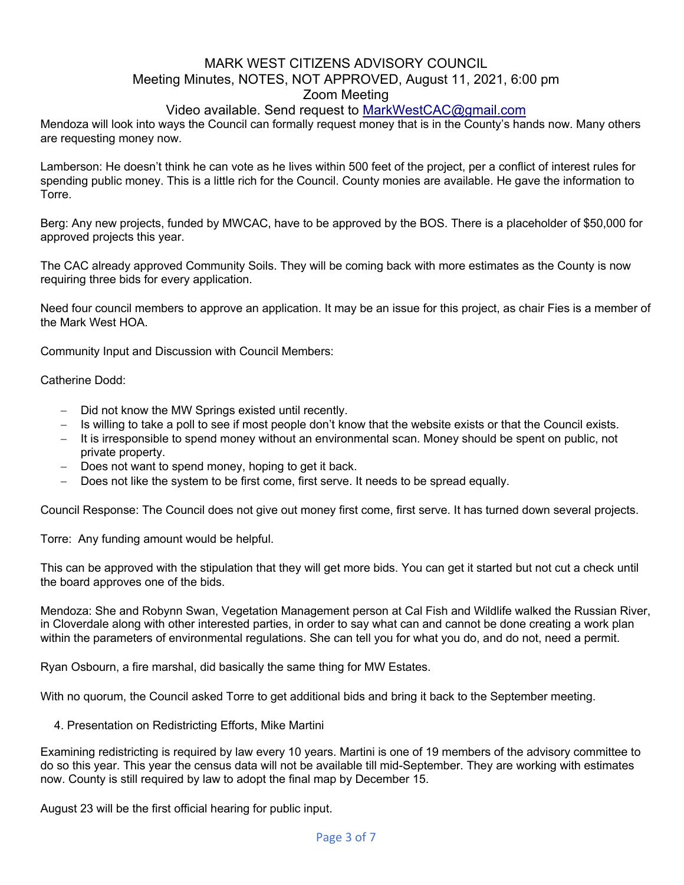# MARK WEST CITIZENS ADVISORY COUNCIL
## Meeting Minutes, NOTES, NOT APPROVED, August 11, 2021, 6:00 pm
## Zoom Meeting
## Video available. Send request to MarkWestCAC@gmail.com

Mendoza will look into ways the Council can formally request money that is in the County's hands now. Many others are requesting money now.

Lamberson: He doesn't think he can vote as he lives within 500 feet of the project, per a conflict of interest rules for spending public money. This is a little rich for the Council. County monies are available. He gave the information to Torre.

Berg: Any new projects, funded by MWCAC, have to be approved by the BOS. There is a placeholder of $50,000 for approved projects this year.

The CAC already approved Community Soils. They will be coming back with more estimates as the County is now requiring three bids for every application.

Need four council members to approve an application. It may be an issue for this project, as chair Fies is a member of the Mark West HOA.

Community Input and Discussion with Council Members:

Catherine Dodd:

- Did not know the MW Springs existed until recently.
- Is willing to take a poll to see if most people don't know that the website exists or that the Council exists.
- It is irresponsible to spend money without an environmental scan. Money should be spent on public, not private property.
- Does not want to spend money, hoping to get it back.
- Does not like the system to be first come, first serve. It needs to be spread equally.

Council Response: The Council does not give out money first come, first serve. It has turned down several projects.

Torre: Any funding amount would be helpful.

This can be approved with the stipulation that they will get more bids. You can get it started but not cut a check until the board approves one of the bids.

Mendoza: She and Robynn Swan, Vegetation Management person at Cal Fish and Wildlife walked the Russian River, in Cloverdale along with other interested parties, in order to say what can and cannot be done creating a work plan within the parameters of environmental regulations. She can tell you for what you do, and do not, need a permit.

Ryan Osbourn, a fire marshal, did basically the same thing for MW Estates.

With no quorum, the Council asked Torre to get additional bids and bring it back to the September meeting.

4. Presentation on Redistricting Efforts, Mike Martini

Examining redistricting is required by law every 10 years. Martini is one of 19 members of the advisory committee to do so this year. This year the census data will not be available till mid-September. They are working with estimates now. County is still required by law to adopt the final map by December 15.

August 23 will be the first official hearing for public input.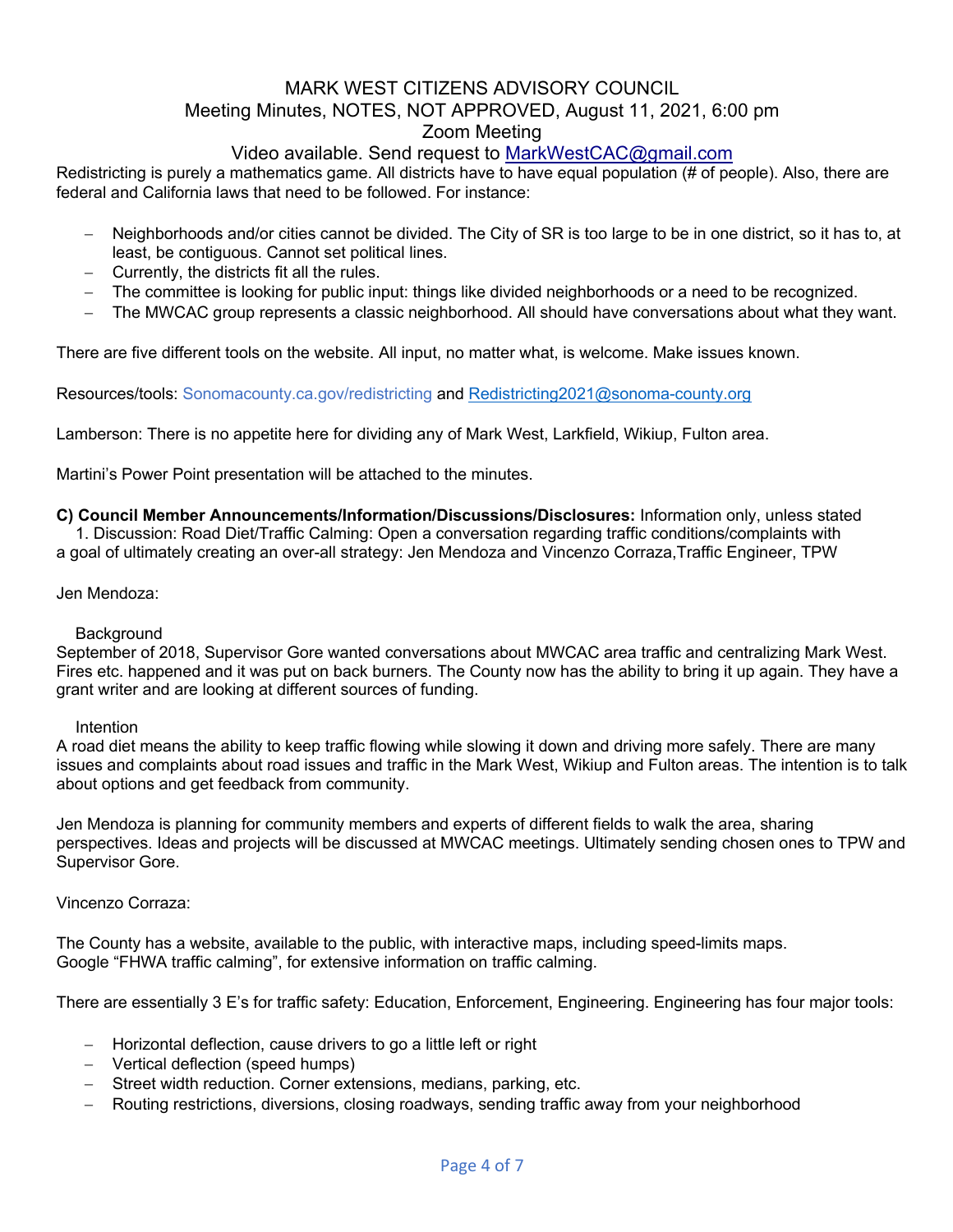# MARK WEST CITIZENS ADVISORY COUNCIL

Meeting Minutes, NOTES, NOT APPROVED, August 11, 2021, 6:00 pm

Zoom Meeting

Video available. Send request to MarkWestCAC@gmail.com

Redistricting is purely a mathematics game. All districts have to have equal population (# of people). Also, there are federal and California laws that need to be followed. For instance:

- Neighborhoods and/or cities cannot be divided. The City of SR is too large to be in one district, so it has to, at least, be contiguous. Cannot set political lines.
- Currently, the districts fit all the rules.
- The committee is looking for public input: things like divided neighborhoods or a need to be recognized.
- The MWCAC group represents a classic neighborhood. All should have conversations about what they want.

There are five different tools on the website. All input, no matter what, is welcome. Make issues known.

Resources/tools: Sonomacounty.ca.gov/redistricting and Redistricting2021@sonoma-county.org

Lamberson: There is no appetite here for dividing any of Mark West, Larkfield, Wikiup, Fulton area.

Martini's Power Point presentation will be attached to the minutes.

**C) Council Member Announcements/Information/Discussions/Disclosures:** Information only, unless stated

1. Discussion: Road Diet/Traffic Calming: Open a conversation regarding traffic conditions/complaints with a goal of ultimately creating an over-all strategy: Jen Mendoza and Vincenzo Corraza,Traffic Engineer, TPW

Jen Mendoza:

Background

September of 2018, Supervisor Gore wanted conversations about MWCAC area traffic and centralizing Mark West. Fires etc. happened and it was put on back burners. The County now has the ability to bring it up again. They have a grant writer and are looking at different sources of funding.

Intention

A road diet means the ability to keep traffic flowing while slowing it down and driving more safely. There are many issues and complaints about road issues and traffic in the Mark West, Wikiup and Fulton areas. The intention is to talk about options and get feedback from community.

Jen Mendoza is planning for community members and experts of different fields to walk the area, sharing perspectives. Ideas and projects will be discussed at MWCAC meetings. Ultimately sending chosen ones to TPW and Supervisor Gore.

Vincenzo Corraza:

The County has a website, available to the public, with interactive maps, including speed-limits maps.
Google "FHWA traffic calming", for extensive information on traffic calming.

There are essentially 3 E's for traffic safety: Education, Enforcement, Engineering. Engineering has four major tools:

- Horizontal deflection, cause drivers to go a little left or right
- Vertical deflection (speed humps)
- Street width reduction. Corner extensions, medians, parking, etc.
- Routing restrictions, diversions, closing roadways, sending traffic away from your neighborhood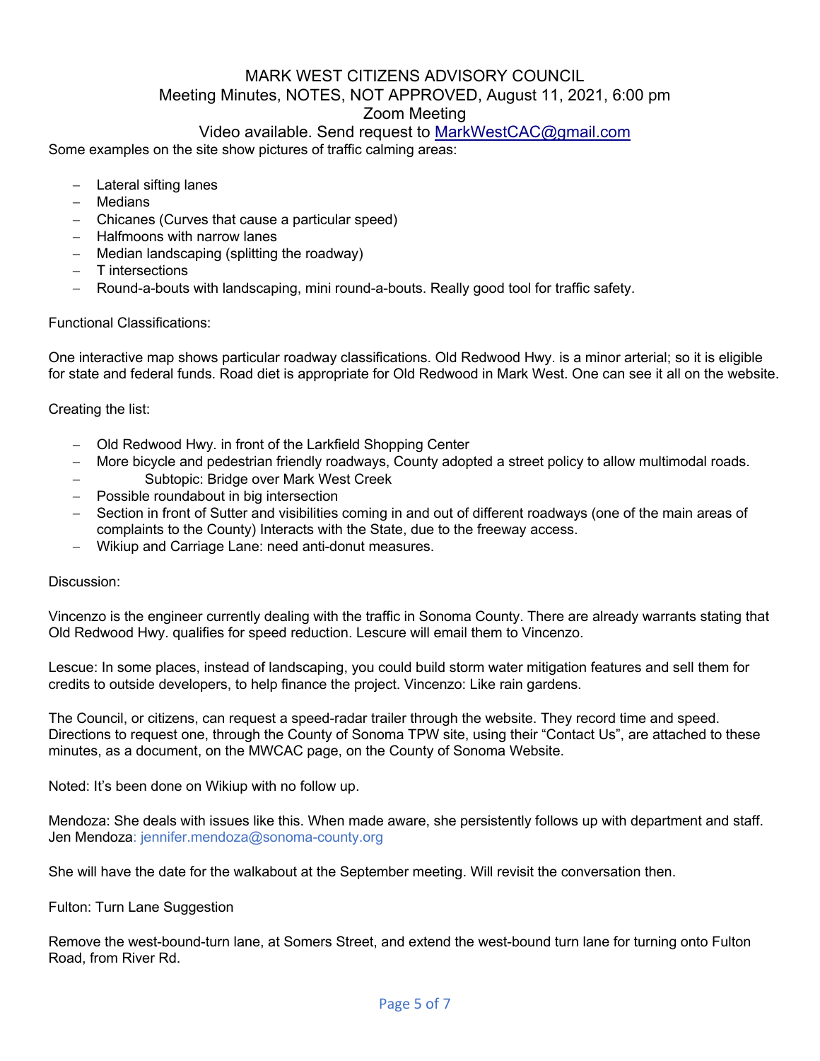MARK WEST CITIZENS ADVISORY COUNCIL
Meeting Minutes, NOTES, NOT APPROVED, August 11, 2021, 6:00 pm
Zoom Meeting
Video available. Send request to MarkWestCAC@gmail.com

Some examples on the site show pictures of traffic calming areas:

- Lateral sifting lanes
- Medians
- Chicanes (Curves that cause a particular speed)
- Halfmoons with narrow lanes
- Median landscaping (splitting the roadway)
- T intersections
- Round-a-bouts with landscaping, mini round-a-bouts. Really good tool for traffic safety.

Functional Classifications:

One interactive map shows particular roadway classifications. Old Redwood Hwy. is a minor arterial; so it is eligible for state and federal funds. Road diet is appropriate for Old Redwood in Mark West. One can see it all on the website.

Creating the list:

- Old Redwood Hwy. in front of the Larkfield Shopping Center
- More bicycle and pedestrian friendly roadways, County adopted a street policy to allow multimodal roads.
    - Subtopic: Bridge over Mark West Creek
- Possible roundabout in big intersection
- Section in front of Sutter and visibilities coming in and out of different roadways (one of the main areas of complaints to the County) Interacts with the State, due to the freeway access.
- Wikiup and Carriage Lane: need anti-donut measures.

Discussion:

Vincenzo is the engineer currently dealing with the traffic in Sonoma County. There are already warrants stating that Old Redwood Hwy. qualifies for speed reduction. Lescure will email them to Vincenzo.

Lescue: In some places, instead of landscaping, you could build storm water mitigation features and sell them for credits to outside developers, to help finance the project. Vincenzo: Like rain gardens.

The Council, or citizens, can request a speed-radar trailer through the website. They record time and speed. Directions to request one, through the County of Sonoma TPW site, using their "Contact Us", are attached to these minutes, as a document, on the MWCAC page, on the County of Sonoma Website.

Noted: It's been done on Wikiup with no follow up.

Mendoza: She deals with issues like this. When made aware, she persistently follows up with department and staff. Jen Mendoza: jennifer.mendoza@sonoma-county.org

She will have the date for the walkabout at the September meeting. Will revisit the conversation then.

Fulton: Turn Lane Suggestion

Remove the west-bound-turn lane, at Somers Street, and extend the west-bound turn lane for turning onto Fulton Road, from River Rd.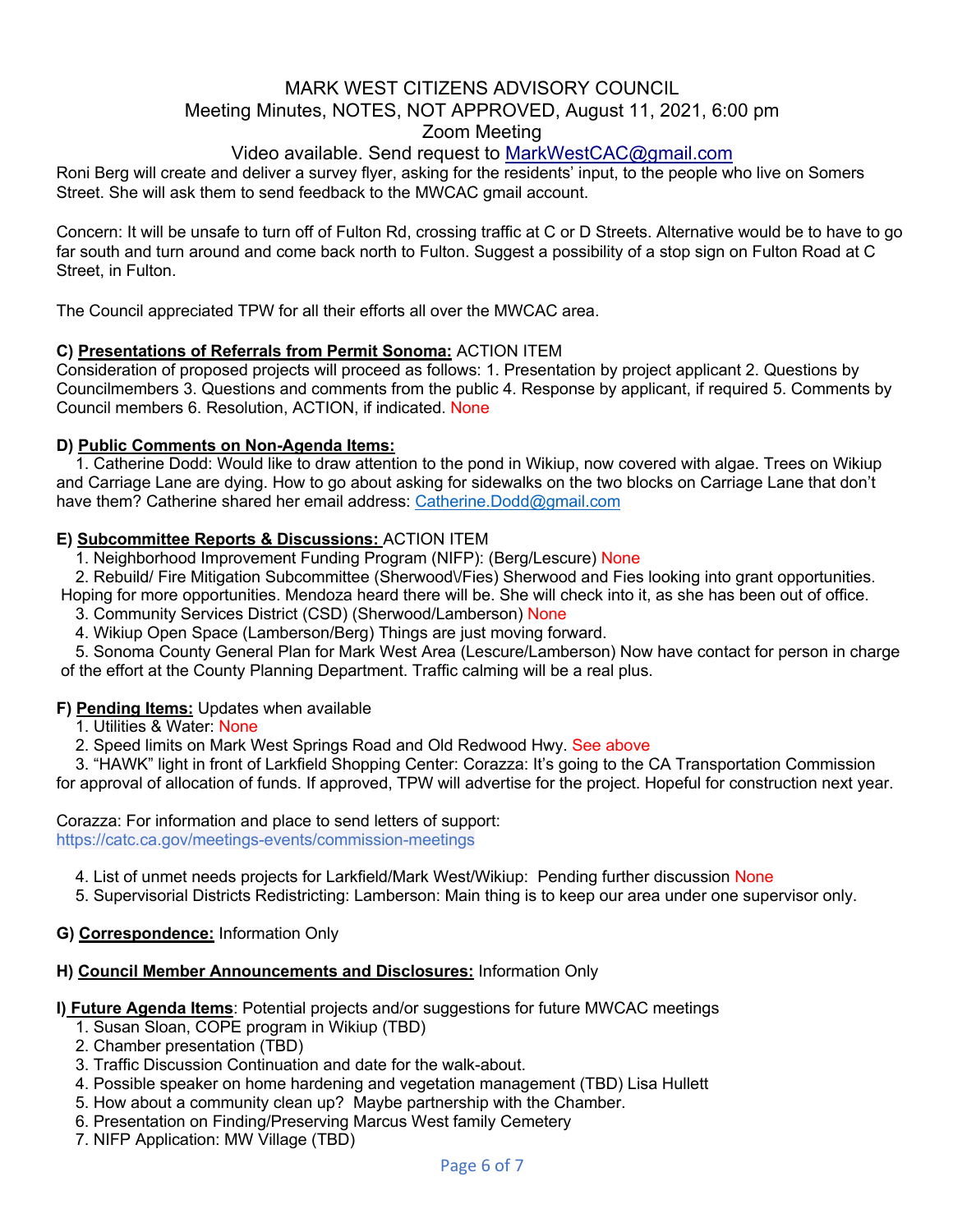MARK WEST CITIZENS ADVISORY COUNCIL
Meeting Minutes, NOTES, NOT APPROVED, August 11, 2021, 6:00 pm
Zoom Meeting
Video available. Send request to MarkWestCAC@gmail.com

Roni Berg will create and deliver a survey flyer, asking for the residents' input, to the people who live on Somers Street. She will ask them to send feedback to the MWCAC gmail account.

Concern: It will be unsafe to turn off of Fulton Rd, crossing traffic at C or D Streets. Alternative would be to have to go far south and turn around and come back north to Fulton. Suggest a possibility of a stop sign on Fulton Road at C Street, in Fulton.

The Council appreciated TPW for all their efforts all over the MWCAC area.

**C) Presentations of Referrals from Permit Sonoma:** ACTION ITEM
Consideration of proposed projects will proceed as follows: 1. Presentation by project applicant 2. Questions by Councilmembers 3. Questions and comments from the public 4. Response by applicant, if required 5. Comments by Council members 6. Resolution, ACTION, if indicated. None

**D) Public Comments on Non-Agenda Items:**
1. Catherine Dodd: Would like to draw attention to the pond in Wikiup, now covered with algae. Trees on Wikiup and Carriage Lane are dying. How to go about asking for sidewalks on the two blocks on Carriage Lane that don't have them? Catherine shared her email address: Catherine.Dodd@gmail.com

**E) Subcommittee Reports & Discussions:** ACTION ITEM
1. Neighborhood Improvement Funding Program (NIFP): (Berg/Lescure) None
2. Rebuild/ Fire Mitigation Subcommittee (Sherwood\/Fies) Sherwood and Fies looking into grant opportunities. Hoping for more opportunities. Mendoza heard there will be. She will check into it, as she has been out of office.
3. Community Services District (CSD) (Sherwood/Lamberson) None
4. Wikiup Open Space (Lamberson/Berg) Things are just moving forward.
5. Sonoma County General Plan for Mark West Area (Lescure/Lamberson) Now have contact for person in charge of the effort at the County Planning Department. Traffic calming will be a real plus.

**F) Pending Items:** Updates when available
1. Utilities & Water: None
2. Speed limits on Mark West Springs Road and Old Redwood Hwy. See above
3. "HAWK" light in front of Larkfield Shopping Center: Corazza: It's going to the CA Transportation Commission for approval of allocation of funds. If approved, TPW will advertise for the project. Hopeful for construction next year.

Corazza: For information and place to send letters of support:
https://catc.ca.gov/meetings-events/commission-meetings

4. List of unmet needs projects for Larkfield/Mark West/Wikiup: Pending further discussion None
5. Supervisorial Districts Redistricting: Lamberson: Main thing is to keep our area under one supervisor only.

**G) Correspondence:** Information Only

**H) Council Member Announcements and Disclosures:** Information Only

**I) Future Agenda Items**: Potential projects and/or suggestions for future MWCAC meetings
1. Susan Sloan, COPE program in Wikiup (TBD)
2. Chamber presentation (TBD)
3. Traffic Discussion Continuation and date for the walk-about.
4. Possible speaker on home hardening and vegetation management (TBD) Lisa Hullett
5. How about a community clean up? Maybe partnership with the Chamber.
6. Presentation on Finding/Preserving Marcus West family Cemetery
7. NIFP Application: MW Village (TBD)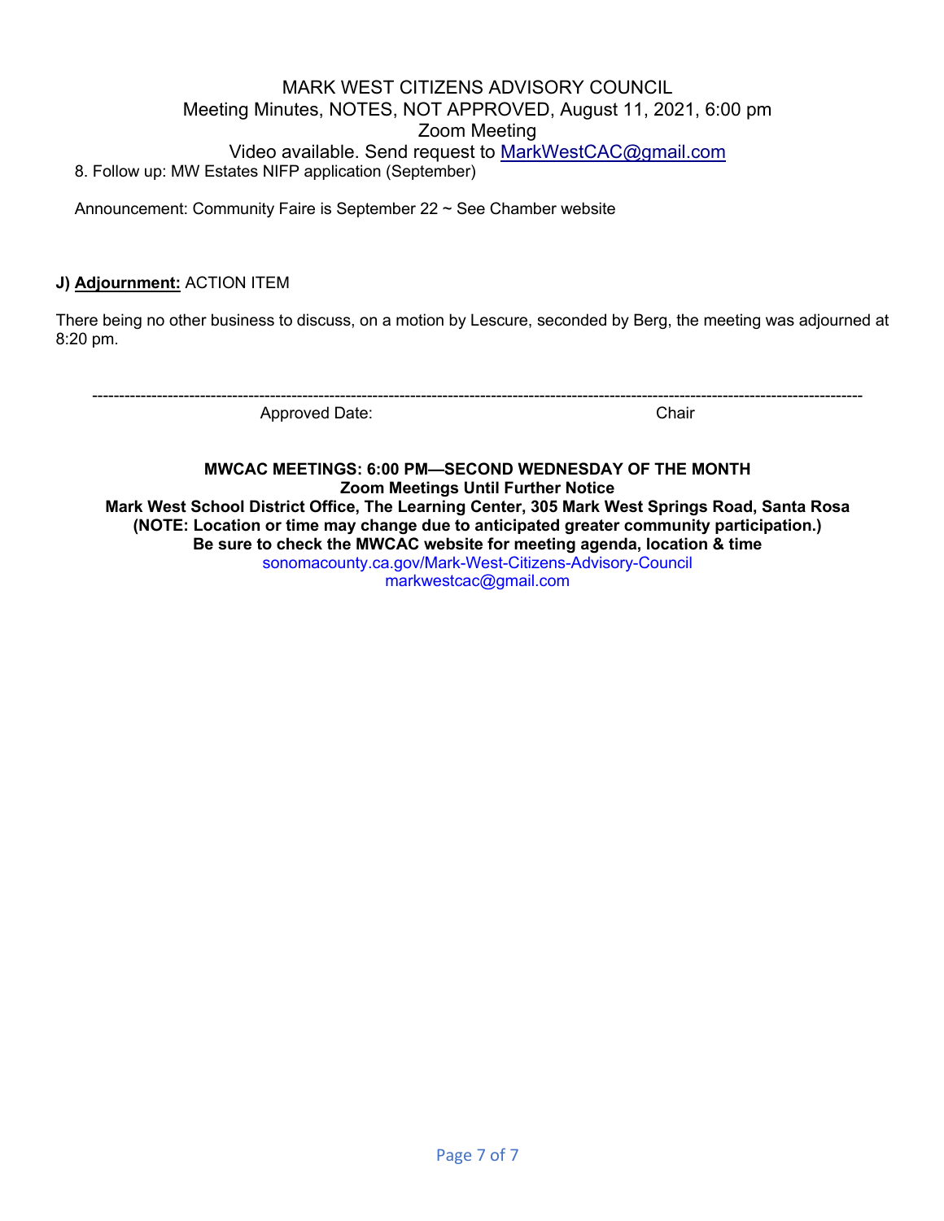8. Follow up: MW Estates NIFP application (September)

Announcement: Community Faire is September 22 ~ See Chamber website

**J) Adjournment:** ACTION ITEM

There being no other business to discuss, on a motion by Lescure, seconded by Berg, the meeting was adjourned at 8:20 pm.

---

Approved Date: Chair

**MWCAC MEETINGS: 6:00 PM—SECOND WEDNESDAY OF THE MONTH**
**Zoom Meetings Until Further Notice**
**Mark West School District Office, The Learning Center, 305 Mark West Springs Road, Santa Rosa**
**(NOTE: Location or time may change due to anticipated greater community participation.)**
**Be sure to check the MWCAC website for meeting agenda, location & time**
sonomacounty.ca.gov/Mark-West-Citizens-Advisory-Council
markwestcac@gmail.com